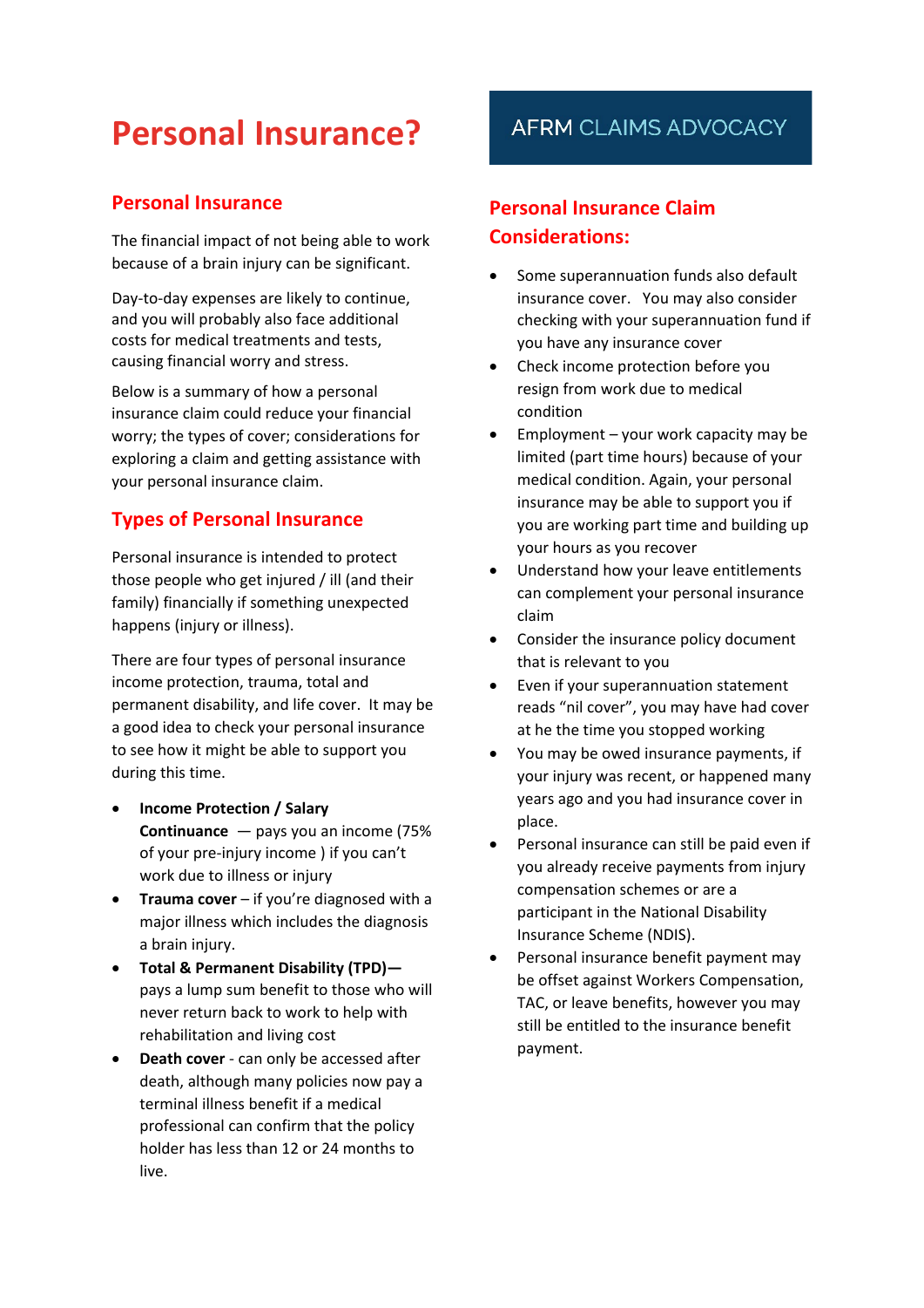# Personal Insurance?

AFRM CLAIMS ADVOCACY

## Personal Insurance

The financial impact of not being able to work because of a brain injury can be significant.

Day-to-day expenses are likely to continue, and you will probably also face additional costs for medical treatments and tests, causing financial worry and stress.

Below is a summary of how a personal insurance claim could reduce your financial worry; the types of cover; considerations for exploring a claim and getting assistance with your personal insurance claim.

## Types of Personal Insurance

Personal insurance is intended to protect those people who get injured / ill (and their family) financially if something unexpected happens (injury or illness).

There are four types of personal insurance income protection, trauma, total and permanent disability, and life cover. It may be a good idea to check your personal insurance to see how it might be able to support you during this time.

- **Income Protection / Salary Continuance** — pays you an income (75% of your pre-injury income ) if you can't work due to illness or injury
- **Trauma cover** – if you're diagnosed with a major illness which includes the diagnosis a brain injury.
- **Total & Permanent Disability (TPD)—** pays a lump sum benefit to those who will never return back to work to help with rehabilitation and living cost
- **Death cover** - can only be accessed after death, although many policies now pay a terminal illness benefit if a medical professional can confirm that the policy holder has less than 12 or 24 months to live.

## Personal Insurance Claim Considerations:

- Some superannuation funds also default insurance cover. You may also consider checking with your superannuation fund if you have any insurance cover
- Check income protection before you resign from work due to medical condition
- Employment – your work capacity may be limited (part time hours) because of your medical condition. Again, your personal insurance may be able to support you if you are working part time and building up your hours as you recover
- Understand how your leave entitlements can complement your personal insurance claim
- Consider the insurance policy document that is relevant to you
- Even if your superannuation statement reads "nil cover", you may have had cover at he the time you stopped working
- You may be owed insurance payments, if your injury was recent, or happened many years ago and you had insurance cover in place.
- Personal insurance can still be paid even if you already receive payments from injury compensation schemes or are a participant in the National Disability Insurance Scheme (NDIS).
- Personal insurance benefit payment may be offset against Workers Compensation, TAC, or leave benefits, however you may still be entitled to the insurance benefit payment.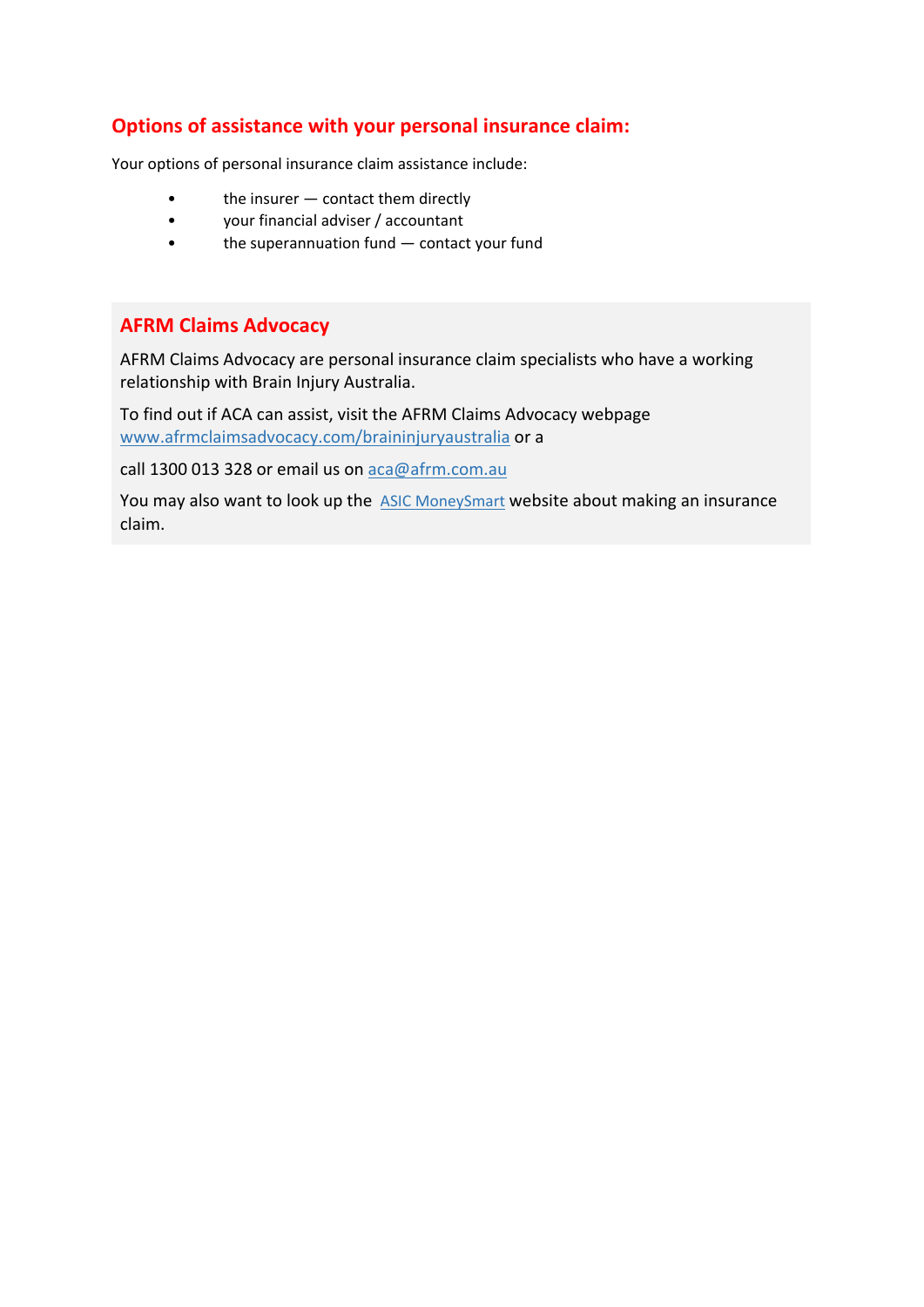## Options of assistance with your personal insurance claim:

Your options of personal insurance claim assistance include:

- the insurer — contact them directly
- your financial adviser / accountant
- the superannuation fund — contact your fund

### AFRM Claims Advocacy

AFRM Claims Advocacy are personal insurance claim specialists who have a working relationship with Brain Injury Australia.

To find out if ACA can assist, visit the AFRM Claims Advocacy webpage www.afrmclaimsadvocacy.com/braininjuryaustralia or a

call 1300 013 328 or email us on aca@afrm.com.au

You may also want to look up the ASIC MoneySmart website about making an insurance claim.